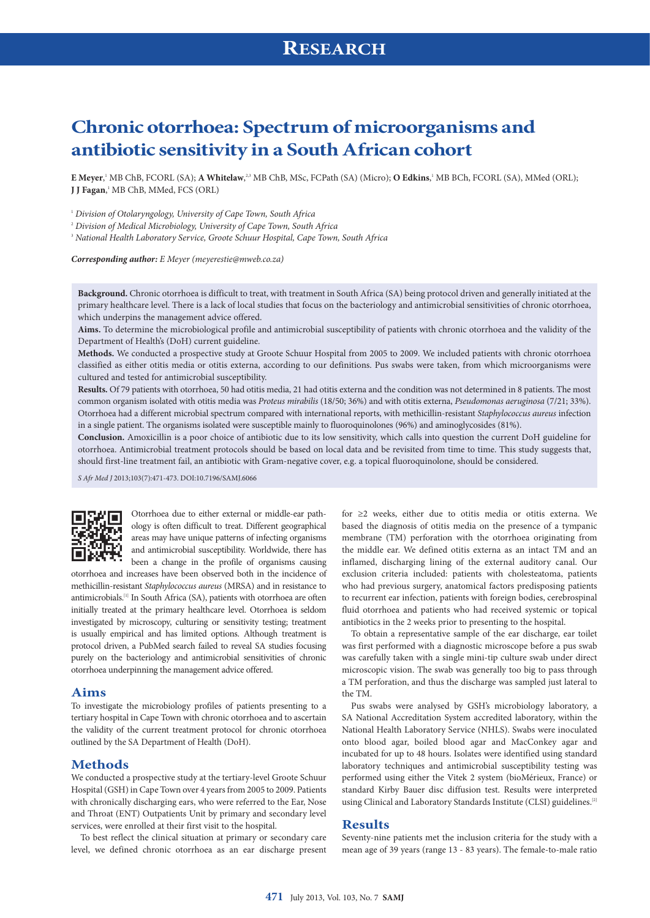# Chronic otorrhoea: Spectrum of microorganisms and antibiotic sensitivity in a South African cohort

**E Meyer**,[1] MB ChB, FCORL (SA); **A Whitelaw**,[2,3] MB ChB, MSc, FCPath (SA) (Micro); **O Edkins**,[1] MB BCh, FCORL (SA), MMed (ORL); **J J Fagan**,[1] MB ChB, MMed, FCS (ORL)

[1] *Division of Otolaryngology, University of Cape Town, South Africa*
[2] *Division of Medical Microbiology, University of Cape Town, South Africa*
[3] *National Health Laboratory Service, Groote Schuur Hospital, Cape Town, South Africa*

***Corresponding author:*** *E Meyer (meyerestie@mweb.co.za)*

**Background.** Chronic otorrhoea is difficult to treat, with treatment in South Africa (SA) being protocol driven and generally initiated at the primary healthcare level. There is a lack of local studies that focus on the bacteriology and antimicrobial sensitivities of chronic otorrhoea, which underpins the management advice offered.

**Aims.** To determine the microbiological profile and antimicrobial susceptibility of patients with chronic otorrhoea and the validity of the Department of Health's (DoH) current guideline.

**Methods.** We conducted a prospective study at Groote Schuur Hospital from 2005 to 2009. We included patients with chronic otorrhoea classified as either otitis media or otitis externa, according to our definitions. Pus swabs were taken, from which microorganisms were cultured and tested for antimicrobial susceptibility.

**Results.** Of 79 patients with otorrhoea, 50 had otitis media, 21 had otitis externa and the condition was not determined in 8 patients. The most common organism isolated with otitis media was *Proteus mirabilis* (18/50; 36%) and with otitis externa, *Pseudomonas aeruginosa* (7/21; 33%). Otorrhoea had a different microbial spectrum compared with international reports, with methicillin-resistant *Staphylococcus aureus* infection in a single patient. The organisms isolated were susceptible mainly to fluoroquinolones (96%) and aminoglycosides (81%).

**Conclusion.** Amoxicillin is a poor choice of antibiotic due to its low sensitivity, which calls into question the current DoH guideline for otorrhoea. Antimicrobial treatment protocols should be based on local data and be revisited from time to time. This study suggests that, should first-line treatment fail, an antibiotic with Gram-negative cover, e.g. a topical fluoroquinolone, should be considered.

*S Afr Med J* 2013;103(7):471-473. DOI:10.7196/SAMJ.6066

Otorrhoea due to either external or middle-ear pathology is often difficult to treat. Different geographical areas may have unique patterns of infecting organisms and antimicrobial susceptibility. Worldwide, there has been a change in the profile of organisms causing otorrhoea and increases have been observed both in the incidence of methicillin-resistant *Staphylococcus aureus* (MRSA) and in resistance to antimicrobials.[1] In South Africa (SA), patients with otorrhoea are often initially treated at the primary healthcare level. Otorrhoea is seldom investigated by microscopy, culturing or sensitivity testing; treatment is usually empirical and has limited options. Although treatment is protocol driven, a PubMed search failed to reveal SA studies focusing purely on the bacteriology and antimicrobial sensitivities of chronic otorrhoea underpinning the management advice offered.

## Aims

To investigate the microbiology profiles of patients presenting to a tertiary hospital in Cape Town with chronic otorrhoea and to ascertain the validity of the current treatment protocol for chronic otorrhoea outlined by the SA Department of Health (DoH).

## Methods

We conducted a prospective study at the tertiary-level Groote Schuur Hospital (GSH) in Cape Town over 4 years from 2005 to 2009. Patients with chronically discharging ears, who were referred to the Ear, Nose and Throat (ENT) Outpatients Unit by primary and secondary level services, were enrolled at their first visit to the hospital.

To best reflect the clinical situation at primary or secondary care level, we defined chronic otorrhoea as an ear discharge present for ≥2 weeks, either due to otitis media or otitis externa. We based the diagnosis of otitis media on the presence of a tympanic membrane (TM) perforation with the otorrhoea originating from the middle ear. We defined otitis externa as an intact TM and an inflamed, discharging lining of the external auditory canal. Our exclusion criteria included: patients with cholesteatoma, patients who had previous surgery, anatomical factors predisposing patients to recurrent ear infection, patients with foreign bodies, cerebrospinal fluid otorrhoea and patients who had received systemic or topical antibiotics in the 2 weeks prior to presenting to the hospital.

To obtain a representative sample of the ear discharge, ear toilet was first performed with a diagnostic microscope before a pus swab was carefully taken with a single mini-tip culture swab under direct microscopic vision. The swab was generally too big to pass through a TM perforation, and thus the discharge was sampled just lateral to the TM.

Pus swabs were analysed by GSH's microbiology laboratory, a SA National Accreditation System accredited laboratory, within the National Health Laboratory Service (NHLS). Swabs were inoculated onto blood agar, boiled blood agar and MacConkey agar and incubated for up to 48 hours. Isolates were identified using standard laboratory techniques and antimicrobial susceptibility testing was performed using either the Vitek 2 system (bioMérieux, France) or standard Kirby Bauer disc diffusion test. Results were interpreted using Clinical and Laboratory Standards Institute (CLSI) guidelines.[2]

## Results

Seventy-nine patients met the inclusion criteria for the study with a mean age of 39 years (range 13 - 83 years). The female-to-male ratio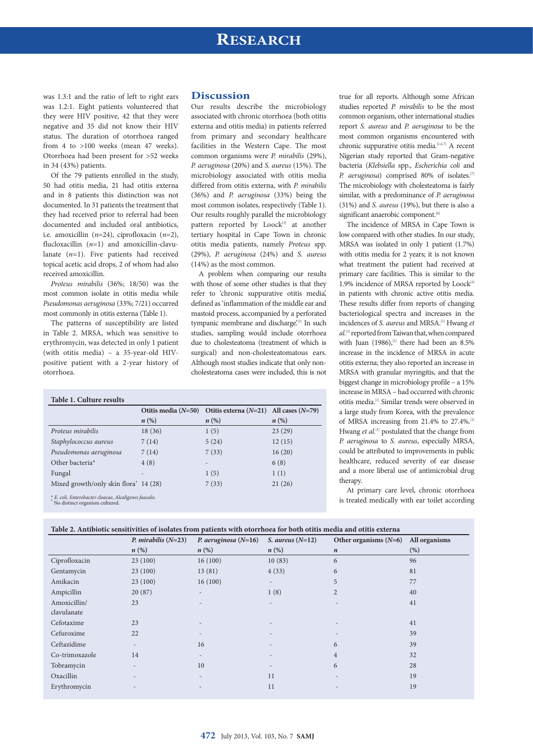was 1.3:1 and the ratio of left to right ears was 1.2:1. Eight patients volunteered that they were HIV positive, 42 that they were negative and 35 did not know their HIV status. The duration of otorrhoea ranged from 4 to >100 weeks (mean 47 weeks). Otorrhoea had been present for >52 weeks in 34 (43%) patients.

Of the 79 patients enrolled in the study, 50 had otitis media, 21 had otitis externa and in 8 patients this distinction was not documented. In 31 patients the treatment that they had received prior to referral had been documented and included oral antibiotics, i.e. amoxicillin (*n*=24), ciprofloxacin (*n*=2), flucloxacillin (*n*=1) and amoxicillin-clavulanate (*n*=1). Five patients had received topical acetic acid drops, 2 of whom had also received amoxicillin.

*Proteus mirabilis* (36%; 18/50) was the most common isolate in otitis media while *Pseudomonas aeruginosa* (33%; 7/21) occurred most commonly in otitis externa (Table 1).

The patterns of susceptibility are listed in Table 2. MRSA, which was sensitive to erythromycin, was detected in only 1 patient (with otitis media) – a 35-year-old HIV-positive patient with a 2-year history of otorrhoea.

**Table 1. Culture results**

| | Otitis media (*N*=50) *n* (%) | Otitis externa (*N*=21) *n* (%) | All cases (*N*=79) *n* (%) |
|---|---|---|---|
| *Proteus mirabilis* | 18 (36) | 1 (5) | 23 (29) |
| *Staphylococcus aureus* | 7 (14) | 5 (24) | 12 (15) |
| *Pseudomonas aeruginosa* | 7 (14) | 7 (33) | 16 (20) |
| Other bacteria* | 4 (8) | - | 6 (8) |
| Fungal | - | 1 (5) | 1 (1) |
| Mixed growth/only skin flora† | 14 (28) | 7 (33) | 21 (26) |

\* *E. coli, Enterobacter cloacae, Alcaligenes faecalis.*
† No distinct organism cultured.

## Discussion

Our results describe the microbiology associated with chronic otorrhoea (both otitis externa and otitis media) in patients referred from primary and secondary healthcare facilities in the Western Cape. The most common organisms were *P. mirabilis* (29%), *P. aeruginosa* (20%) and *S. aureus* (15%). The microbiology associated with otitis media differed from otitis externa, with *P. mirabilis* (36%) and *P. aeruginosa* (33%) being the most common isolates, respectively (Table 1). Our results roughly parallel the microbiology pattern reported by Loock[3] at another tertiary hospital in Cape Town in chronic otitis media patients, namely *Proteus* spp. (29%), *P. aeruginosa* (24%) and *S. aureus* (14%) as the most common.

A problem when comparing our results with those of some other studies is that they refer to 'chronic suppurative otitis media', defined as 'inflammation of the middle ear and mastoid process, accompanied by a perforated tympanic membrane and discharge'.[1] In such studies, sampling would include otorrhoea due to cholesteatoma (treatment of which is surgical) and non-cholesteatomatous ears. Although most studies indicate that only non-cholesteatoma cases were included, this is not true for all reports. Although some African studies reported *P. mirabilis* to be the most common organism, other international studies report *S. aureus* and *P. aeruginosa* to be the most common organisms encountered with chronic suppurative otitis media.[1,4-7] A recent Nigerian study reported that Gram-negative bacteria (*Klebsiella* spp., *Escherichia coli* and *P. aeruginosa*) comprised 80% of isolates.[7] The microbiology with cholesteatoma is fairly similar, with a predominance of *P. aeruginosa* (31%) and *S. aureus* (19%), but there is also a significant anaerobic component.[8]

The incidence of MRSA in Cape Town is low compared with other studies. In our study, MRSA was isolated in only 1 patient (1.7%) with otitis media for 2 years; it is not known what treatment the patient had received at primary care facilities. This is similar to the 1.9% incidence of MRSA reported by Loock[3] in patients with chronic active otitis media. These results differ from reports of changing bacteriological spectra and increases in the incidences of *S. aureus* and MRSA.[1] Hwang *et al.*[1] reported from Taiwan that, when compared with Juan (1986),[1] there had been an 8.5% increase in the incidence of MRSA in acute otitis externa; they also reported an increase in MRSA with granular myringitis, and that the biggest change in microbiology profile – a 15% increase in MRSA – had occurred with chronic otitis media.[1] Similar trends were observed in a large study from Korea, with the prevalence of MRSA increasing from 21.4% to 27.4%.[1] Hwang *et al.*[1] postulated that the change from *P. aeruginosa* to *S. aureus*, especially MRSA, could be attributed to improvements in public healthcare, reduced severity of ear disease and a more liberal use of antimicrobial drug therapy.

At primary care level, chronic otorrhoea is treated medically with ear toilet according

**Table 2. Antibiotic sensitivities of isolates from patients with otorrhoea for both otitis media and otitis externa**

| | *P. mirabilis* (*N*=23) *n* (%) | *P. aeruginosa* (*N*=16) *n* (%) | *S. aureus* (*N*=12) *n* (%) | Other organisms (*N*=6) *n* | All organisms (%) |
|---|---|---|---|---|---|
| Ciprofloxacin | 23 (100) | 16 (100) | 10 (83) | 6 | 96 |
| Gentamycin | 23 (100) | 13 (81) | 4 (33) | 6 | 81 |
| Amikacin | 23 (100) | 16 (100) | - | 5 | 77 |
| Ampicillin | 20 (87) | - | 1 (8) | 2 | 40 |
| Amoxicillin/clavulanate | 23 | - | - | - | 41 |
| Cefotaxime | 23 | - | - | - | 41 |
| Cefuroxime | 22 | - | - | - | 39 |
| Ceftazidime | - | 16 | - | 6 | 39 |
| Co-trimoxazole | 14 | - | - | 4 | 32 |
| Tobramycin | - | 10 | - | 6 | 28 |
| Oxacillin | - | - | 11 | - | 19 |
| Erythromycin | - | - | 11 | - | 19 |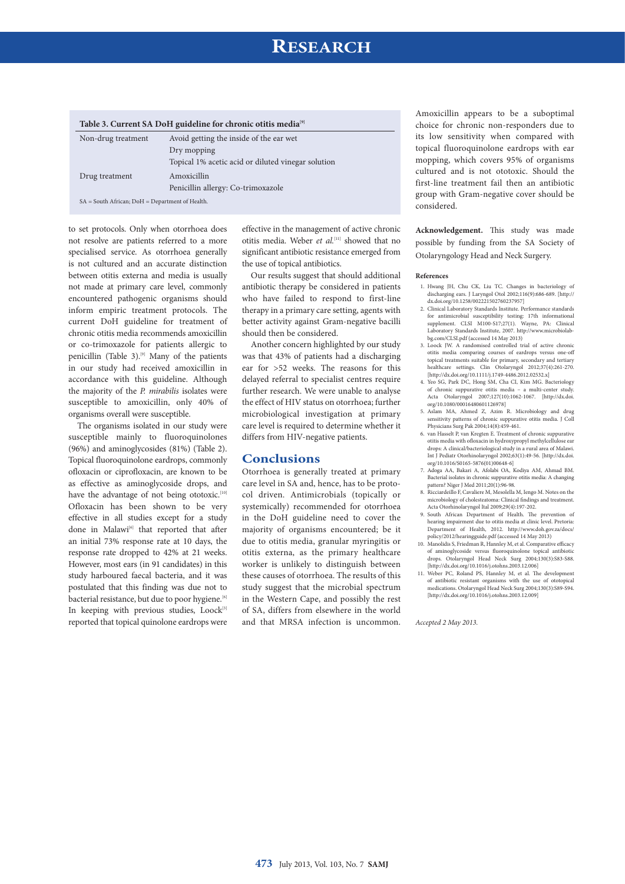**Table 3. Current SA DoH guideline for chronic otitis media**[9]

| | |
|---|---|
| Non-drug treatment | Avoid getting the inside of the ear wet |
| | Dry mopping |
| | Topical 1% acetic acid or diluted vinegar solution |
| Drug treatment | Amoxicillin |
| | Penicillin allergy: Co-trimoxazole |

SA = South African; DoH = Department of Health.

to set protocols. Only when otorrhoea does not resolve are patients referred to a more specialised service. As otorrhoea generally is not cultured and an accurate distinction between otitis externa and media is usually not made at primary care level, commonly encountered pathogenic organisms should inform empiric treatment protocols. The current DoH guideline for treatment of chronic otitis media recommends amoxicillin or co-trimoxazole for patients allergic to penicillin (Table 3).[9] Many of the patients in our study had received amoxicillin in accordance with this guideline. Although the majority of the *P. mirabilis* isolates were susceptible to amoxicillin, only 40% of organisms overall were susceptible.

The organisms isolated in our study were susceptible mainly to fluoroquinolones (96%) and aminoglycosides (81%) (Table 2). Topical fluoroquinolone eardrops, commonly ofloxacin or ciprofloxacin, are known to be as effective as aminoglycoside drops, and have the advantage of not being ototoxic.[10] Ofloxacin has been shown to be very effective in all studies except for a study done in Malawi[6] that reported that after an initial 73% response rate at 10 days, the response rate dropped to 42% at 21 weeks. However, most ears (in 91 candidates) in this study harboured faecal bacteria, and it was postulated that this finding was due not to bacterial resistance, but due to poor hygiene.[6] In keeping with previous studies, Loock[3] reported that topical quinolone eardrops were effective in the management of active chronic otitis media. Weber *et al.*[11] showed that no significant antibiotic resistance emerged from the use of topical antibiotics.

Our results suggest that should additional antibiotic therapy be considered in patients who have failed to respond to first-line therapy in a primary care setting, agents with better activity against Gram-negative bacilli should then be considered.

Another concern highlighted by our study was that 43% of patients had a discharging ear for >52 weeks. The reasons for this delayed referral to specialist centres require further research. We were unable to analyse the effect of HIV status on otorrhoea; further microbiological investigation at primary care level is required to determine whether it differs from HIV-negative patients.

## Conclusions

Otorrhoea is generally treated at primary care level in SA and, hence, has to be protocol driven. Antimicrobials (topically or systemically) recommended for otorrhoea in the DoH guideline need to cover the majority of organisms encountered; be it due to otitis media, granular myringitis or otitis externa, as the primary healthcare worker is unlikely to distinguish between these causes of otorrhoea. The results of this study suggest that the microbial spectrum in the Western Cape, and possibly the rest of SA, differs from elsewhere in the world and that MRSA infection is uncommon. Amoxicillin appears to be a suboptimal choice for chronic non-responders due to its low sensitivity when compared with topical fluoroquinolone eardrops with ear mopping, which covers 95% of organisms cultured and is not ototoxic. Should the first-line treatment fail then an antibiotic group with Gram-negative cover should be considered.

**Acknowledgement.** This study was made possible by funding from the SA Society of Otolaryngology Head and Neck Surgery.

### References

1. Hwang JH, Chu CK, Liu TC. Changes in bacteriology of discharging ears. J Laryngol Otol 2002;116(9):686-689. [http://dx.doi.org/10.1258/002221502760237957]
2. Clinical Laboratory Standards Institute. Performance standards for antimicrobial susceptibility testing: 17th informational supplement. CLSI M100-S17;27(1). Wayne, PA: Clinical Laboratory Standards Institute, 2007. http://www.microbiolab-bg.com/CLSI.pdf (accessed 14 May 2013)
3. Loock JW. A randomised controlled trial of active chronic otitis media comparing courses of eardrops versus one-off topical treatments suitable for primary, secondary and tertiary healthcare settings. Clin Otolaryngol 2012;37(4):261-270. [http://dx.doi.org/10.1111/j.1749-4486.2012.02532.x]
4. Yeo SG, Park DC, Hong SM, Cha CI, Kim MG. Bacteriology of chronic suppurative otitis media – a multi-center study. Acta Otolaryngol 2007;127(10):1062-1067. [http://dx.doi.org/10.1080/00016480601126978]
5. Aslam MA, Ahmed Z, Azim R. Microbiology and drug sensitivity patterns of chronic suppurative otitis media. J Coll Physicians Surg Pak 2004;14(8):459-461.
6. van Hasselt P, van Kregten E. Treatment of chronic suppurative otitis media with ofloxacin in hydroxypropyl methylcellulose ear drops: A clinical/bacteriological study in a rural area of Malawi. Int J Pediatr Otorhinolaryngol 2002;63(1):49-56. [http://dx.doi.org/10.1016/S0165-5876(01)00648-6]
7. Adoga AA, Bakari A, Afolabi OA, Kodiya AM, Ahmad BM. Bacterial isolates in chronic suppurative otitis media: A changing pattern? Niger J Med 2011;20(1):96-98.
8. Ricciardiello F, Cavaliere M, Mesolella M, Iengo M. Notes on the microbiology of cholesteatoma: Clinical findings and treatment. Acta Otorhinolaryngol Ital 2009;29(4):197-202.
9. South African Department of Health. The prevention of hearing impairment due to otitis media at clinic level. Pretoria: Department of Health, 2012. http://www.doh.gov.za/docs/policy/2012/hearingguide.pdf (accessed 14 May 2013)
10. Manolidis S, Friedman R, Hannley M, et al. Comparative efficacy of aminoglycoside versus fluoroquinolone topical antibiotic drops. Otolaryngol Head Neck Surg 2004;130(3):S83-S88. [http://dx.doi.org/10.1016/j.otohns.2003.12.006]
11. Weber PC, Roland PS, Hannley M, et al. The development of antibiotic resistant organisms with the use of ototopical medications. Otolaryngol Head Neck Surg 2004;130(3):S89-S94. [http://dx.doi.org/10.1016/j.otohns.2003.12.009]

*Accepted 2 May 2013.*